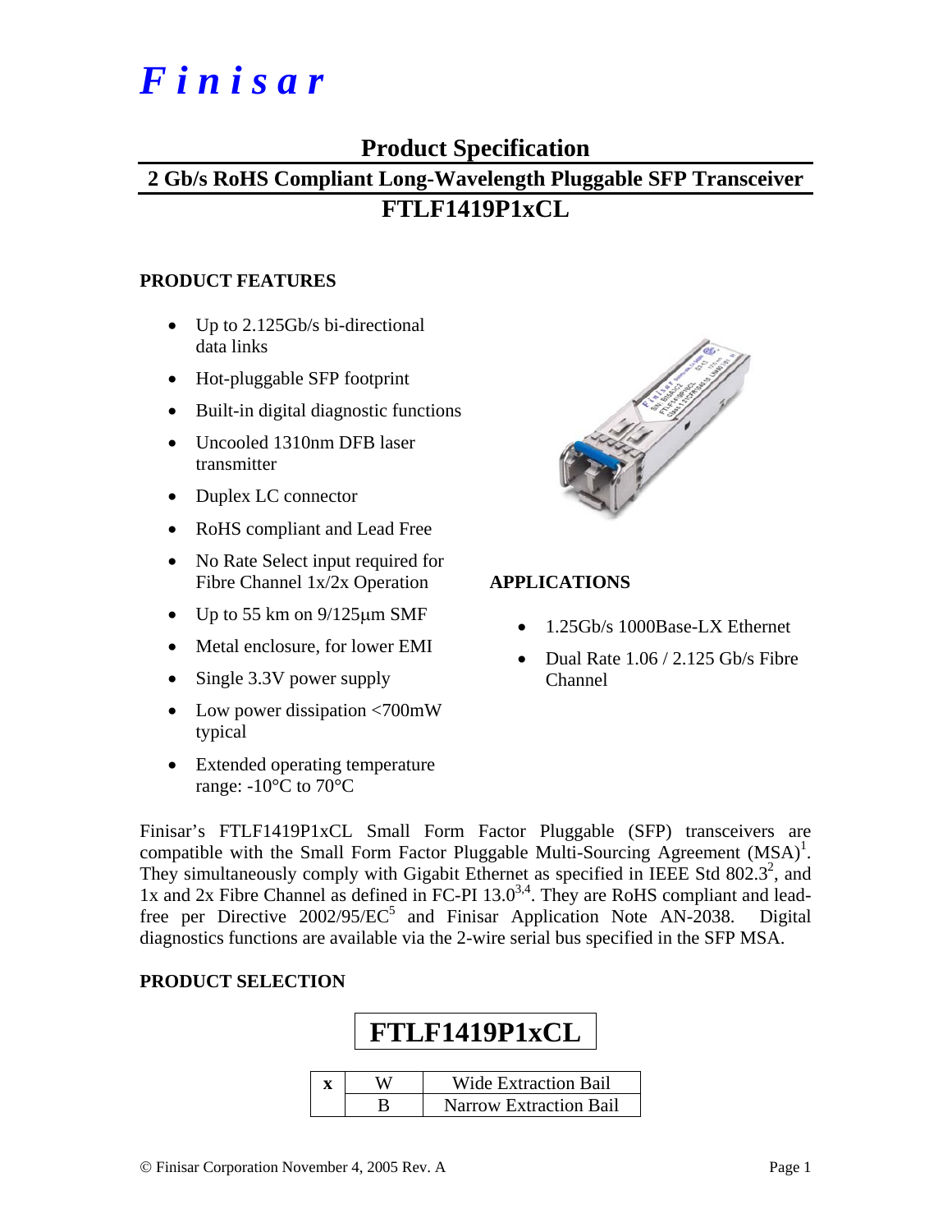# *Finisar*

## Product Specification

## 2 Gb/s RoHS Compliant Long-Wavelength Pluggable SFP Transceiver

## FTLF1419P1xCL

### PRODUCT FEATURES

- Up to 2.125Gb/s bi-directional data links
- Hot-pluggable SFP footprint
- Built-in digital diagnostic functions
- Uncooled 1310nm DFB laser transmitter
- Duplex LC connector
- RoHS compliant and Lead Free
- No Rate Select input required for Fibre Channel 1x/2x Operation
- Up to 55 km on 9/125μm SMF
- Metal enclosure, for lower EMI
- Single 3.3V power supply
- Low power dissipation <700mW typical
- Extended operating temperature range: -10°C to 70°C

### APPLICATIONS

- 1.25Gb/s 1000Base-LX Ethernet
- Dual Rate 1.06 / 2.125 Gb/s Fibre Channel

Finisar's FTLF1419P1xCL Small Form Factor Pluggable (SFP) transceivers are compatible with the Small Form Factor Pluggable Multi-Sourcing Agreement (MSA)[1]. They simultaneously comply with Gigabit Ethernet as specified in IEEE Std 802.3[2], and 1x and 2x Fibre Channel as defined in FC-PI 13.0[3,4]. They are RoHS compliant and lead-free per Directive 2002/95/EC[5] and Finisar Application Note AN-2038. Digital diagnostics functions are available via the 2-wire serial bus specified in the SFP MSA.

### PRODUCT SELECTION

**FTLF1419P1xCL**

| x | | |
|---|---|---|
| | W | Wide Extraction Bail |
| | B | Narrow Extraction Bail |

© Finisar Corporation November 4, 2005 Rev. A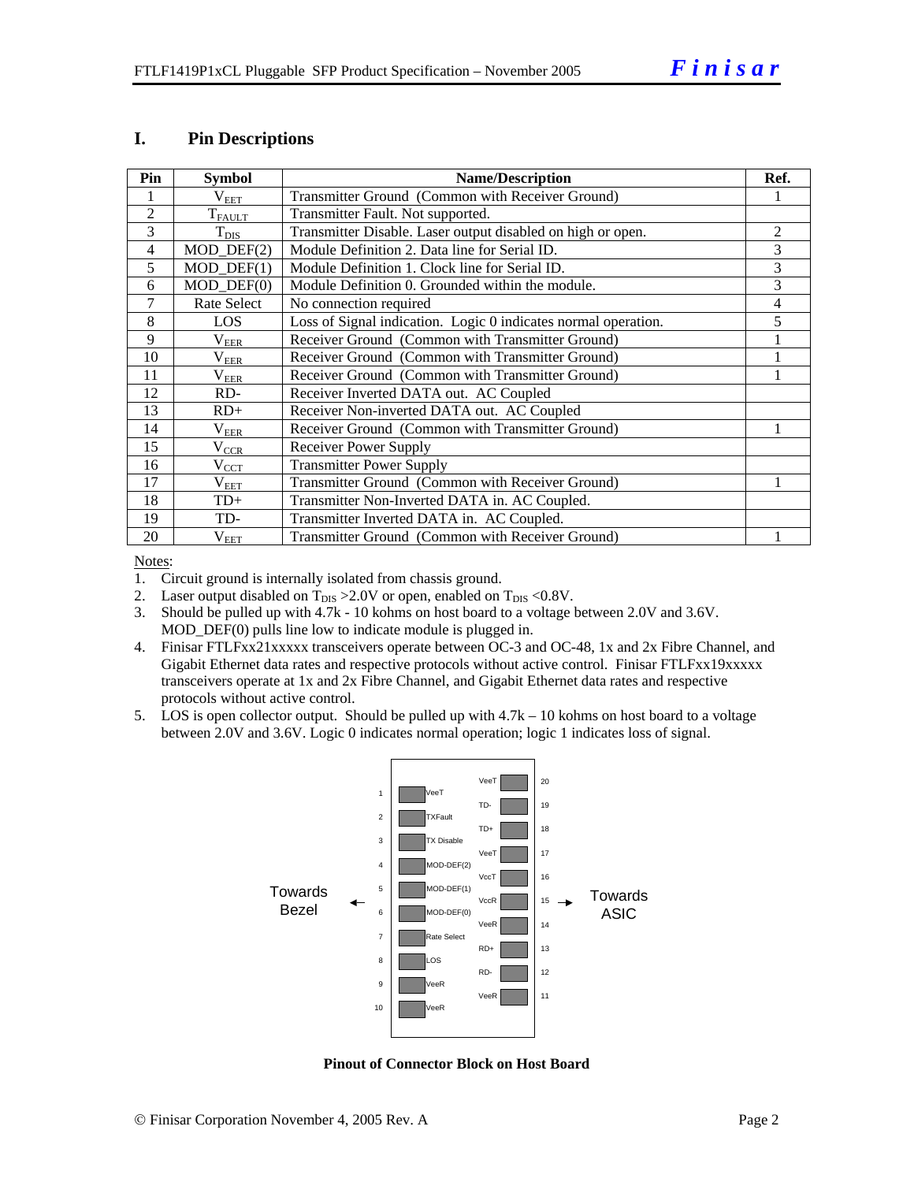## I. Pin Descriptions

| Pin | Symbol | Name/Description | Ref. |
|---|---|---|---|
| 1 | $V_{EET}$ | Transmitter Ground (Common with Receiver Ground) | 1 |
| 2 | $T_{FAULT}$ | Transmitter Fault. Not supported. | |
| 3 | $T_{DIS}$ | Transmitter Disable. Laser output disabled on high or open. | 2 |
| 4 | MOD_DEF(2) | Module Definition 2. Data line for Serial ID. | 3 |
| 5 | MOD_DEF(1) | Module Definition 1. Clock line for Serial ID. | 3 |
| 6 | MOD_DEF(0) | Module Definition 0. Grounded within the module. | 3 |
| 7 | Rate Select | No connection required | 4 |
| 8 | LOS | Loss of Signal indication. Logic 0 indicates normal operation. | 5 |
| 9 | $V_{EER}$ | Receiver Ground (Common with Transmitter Ground) | 1 |
| 10 | $V_{EER}$ | Receiver Ground (Common with Transmitter Ground) | 1 |
| 11 | $V_{EER}$ | Receiver Ground (Common with Transmitter Ground) | 1 |
| 12 | RD- | Receiver Inverted DATA out. AC Coupled | |
| 13 | RD+ | Receiver Non-inverted DATA out. AC Coupled | |
| 14 | $V_{EER}$ | Receiver Ground (Common with Transmitter Ground) | 1 |
| 15 | $V_{CCR}$ | Receiver Power Supply | |
| 16 | $V_{CCT}$ | Transmitter Power Supply | |
| 17 | $V_{EET}$ | Transmitter Ground (Common with Receiver Ground) | 1 |
| 18 | TD+ | Transmitter Non-Inverted DATA in. AC Coupled. | |
| 19 | TD- | Transmitter Inverted DATA in. AC Coupled. | |
| 20 | $V_{EET}$ | Transmitter Ground (Common with Receiver Ground) | 1 |

Notes:

1. Circuit ground is internally isolated from chassis ground.
2. Laser output disabled on $T_{DIS}$ >2.0V or open, enabled on $T_{DIS}$ <0.8V.
3. Should be pulled up with 4.7k - 10 kohms on host board to a voltage between 2.0V and 3.6V. MOD_DEF(0) pulls line low to indicate module is plugged in.
4. Finisar FTLFxx21xxxxx transceivers operate between OC-3 and OC-48, 1x and 2x Fibre Channel, and Gigabit Ethernet data rates and respective protocols without active control. Finisar FTLFxx19xxxxx transceivers operate at 1x and 2x Fibre Channel, and Gigabit Ethernet data rates and respective protocols without active control.
5. LOS is open collector output. Should be pulled up with 4.7k – 10 kohms on host board to a voltage between 2.0V and 3.6V. Logic 0 indicates normal operation; logic 1 indicates loss of signal.

| Pin | Signal | Signal | Pin |
|---|---|---|---|
| | | VeeT | 20 |
| 1 | VeeT | TD- | 19 |
| 2 | TXFault | TD+ | 18 |
| 3 | TX Disable | VeeT | 17 |
| 4 | MOD-DEF(2) | VccT | 16 |
| 5 | MOD-DEF(1) | VccR | 15 |
| 6 | MOD-DEF(0) | VeeR | 14 |
| 7 | Rate Select | RD+ | 13 |
| 8 | LOS | RD- | 12 |
| 9 | VeeR | VeeR | 11 |
| 10 | VeeR | | |

Towards Bezel ← (pins 1–10 side) | (pins 11–20 side) → Towards ASIC

**Pinout of Connector Block on Host Board**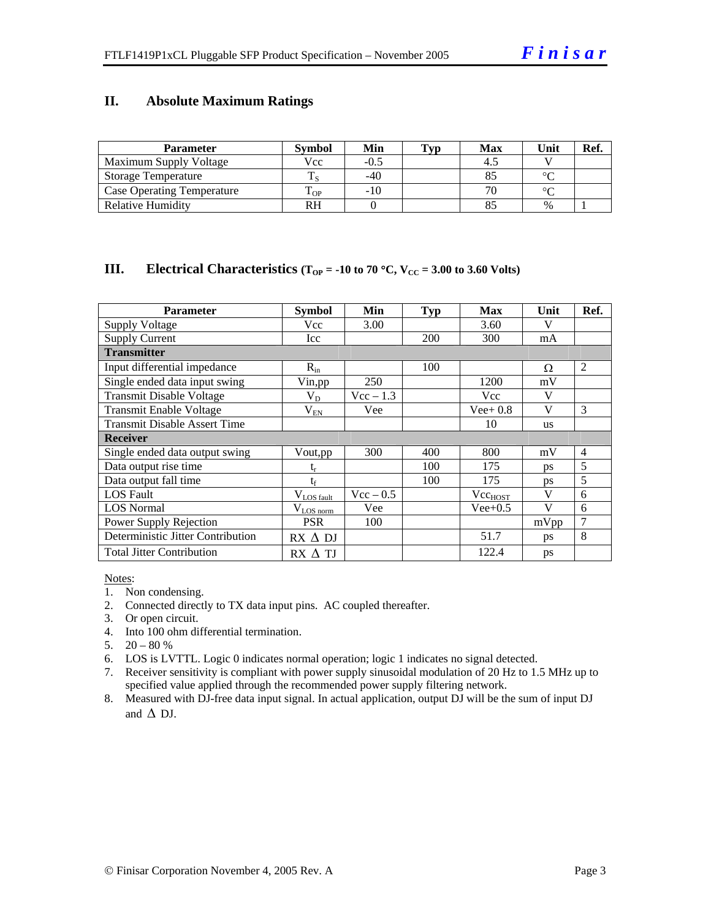## II. Absolute Maximum Ratings

| Parameter | Symbol | Min | Typ | Max | Unit | Ref. |
|---|---|---|---|---|---|---|
| Maximum Supply Voltage | Vcc | -0.5 | | 4.5 | V | |
| Storage Temperature | $T_S$ | -40 | | 85 | °C | |
| Case Operating Temperature | $T_{OP}$ | -10 | | 70 | °C | |
| Relative Humidity | RH | 0 | | 85 | % | 1 |

## III. Electrical Characteristics ($T_{OP}$ = -10 to 70 °C, $V_{CC}$ = 3.00 to 3.60 Volts)

| Parameter | Symbol | Min | Typ | Max | Unit | Ref. |
|---|---|---|---|---|---|---|
| Supply Voltage | Vcc | 3.00 | | 3.60 | V | |
| Supply Current | Icc | | 200 | 300 | mA | |
| **Transmitter** | | | | | | |
| Input differential impedance | $R_{in}$ | | 100 | | Ω | 2 |
| Single ended data input swing | Vin,pp | 250 | | 1200 | mV | |
| Transmit Disable Voltage | $V_D$ | Vcc – 1.3 | | Vcc | V | |
| Transmit Enable Voltage | $V_{EN}$ | Vee | | Vee+ 0.8 | V | 3 |
| Transmit Disable Assert Time | | | | 10 | us | |
| **Receiver** | | | | | | |
| Single ended data output swing | Vout,pp | 300 | 400 | 800 | mV | 4 |
| Data output rise time | $t_r$ | | 100 | 175 | ps | 5 |
| Data output fall time | $t_f$ | | 100 | 175 | ps | 5 |
| LOS Fault | $V_{LOS\ fault}$ | Vcc – 0.5 | | $Vcc_{HOST}$ | V | 6 |
| LOS Normal | $V_{LOS\ norm}$ | Vee | | Vee+0.5 | V | 6 |
| Power Supply Rejection | PSR | 100 | | | mVpp | 7 |
| Deterministic Jitter Contribution | RX Δ DJ | | | 51.7 | ps | 8 |
| Total Jitter Contribution | RX Δ TJ | | | 122.4 | ps | |

Notes:

1. Non condensing.
2. Connected directly to TX data input pins. AC coupled thereafter.
3. Or open circuit.
4. Into 100 ohm differential termination.
5. 20 – 80 %
6. LOS is LVTTL. Logic 0 indicates normal operation; logic 1 indicates no signal detected.
7. Receiver sensitivity is compliant with power supply sinusoidal modulation of 20 Hz to 1.5 MHz up to specified value applied through the recommended power supply filtering network.
8. Measured with DJ-free data input signal. In actual application, output DJ will be the sum of input DJ and Δ DJ.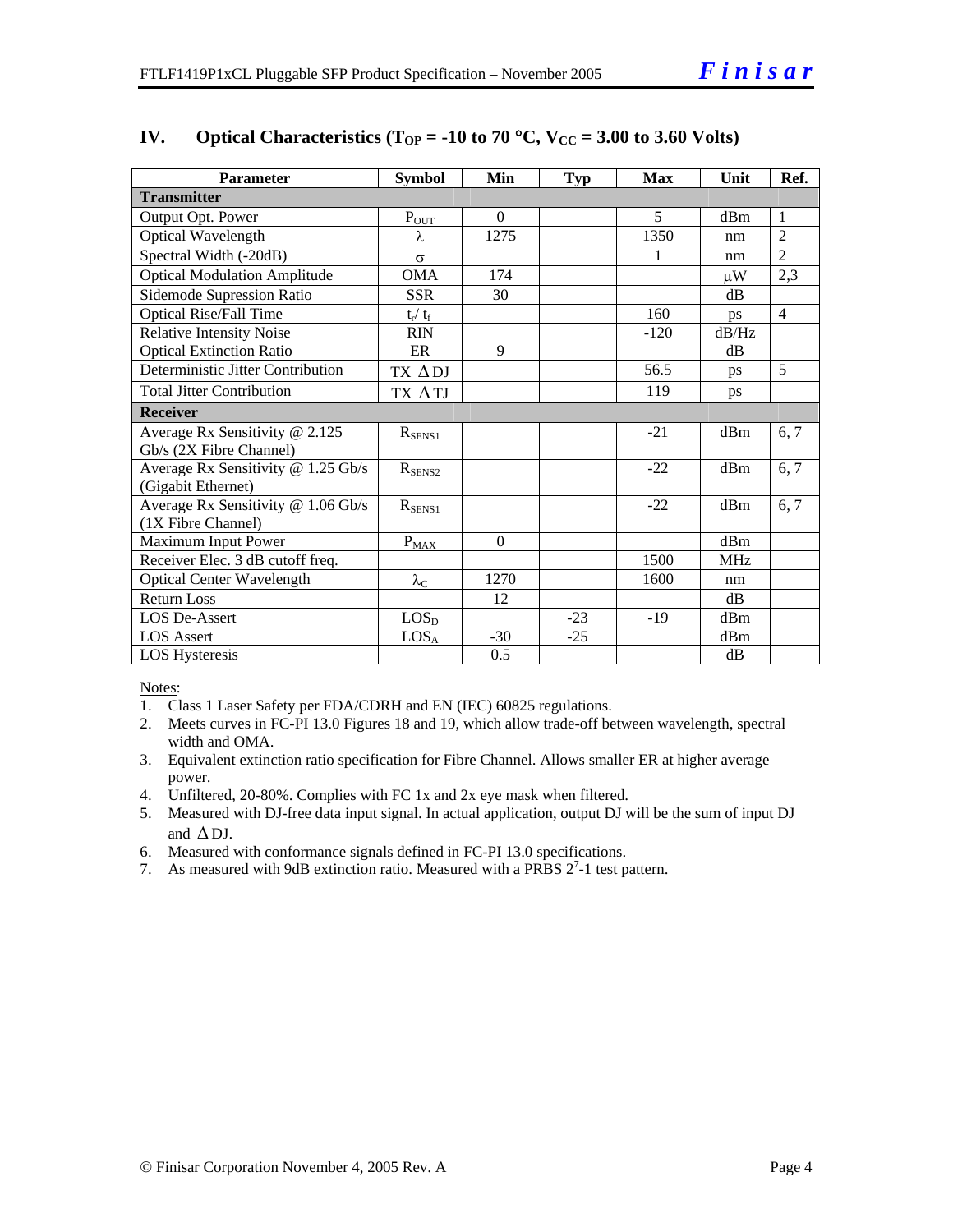## IV. Optical Characteristics ($T_{OP}$ = -10 to 70 °C, $V_{CC}$ = 3.00 to 3.60 Volts)

| Parameter | Symbol | Min | Typ | Max | Unit | Ref. |
|---|---|---|---|---|---|---|
| **Transmitter** | | | | | | |
| Output Opt. Power | $P_{OUT}$ | 0 | | 5 | dBm | 1 |
| Optical Wavelength | $\lambda$ | 1275 | | 1350 | nm | 2 |
| Spectral Width (-20dB) | $\sigma$ | | | 1 | nm | 2 |
| Optical Modulation Amplitude | OMA | 174 | | | $\mu$W | 2,3 |
| Sidemode Supression Ratio | SSR | 30 | | | dB | |
| Optical Rise/Fall Time | $t_r$/ $t_f$ | | | 160 | ps | 4 |
| Relative Intensity Noise | RIN | | | -120 | dB/Hz | |
| Optical Extinction Ratio | ER | 9 | | | dB | |
| Deterministic Jitter Contribution | TX $\Delta$DJ | | | 56.5 | ps | 5 |
| Total Jitter Contribution | TX $\Delta$TJ | | | 119 | ps | |
| **Receiver** | | | | | | |
| Average Rx Sensitivity @ 2.125 Gb/s (2X Fibre Channel) | $R_{SENS1}$ | | | -21 | dBm | 6, 7 |
| Average Rx Sensitivity @ 1.25 Gb/s (Gigabit Ethernet) | $R_{SENS2}$ | | | -22 | dBm | 6, 7 |
| Average Rx Sensitivity @ 1.06 Gb/s (1X Fibre Channel) | $R_{SENS1}$ | | | -22 | dBm | 6, 7 |
| Maximum Input Power | $P_{MAX}$ | 0 | | | dBm | |
| Receiver Elec. 3 dB cutoff freq. | | | | 1500 | MHz | |
| Optical Center Wavelength | $\lambda_C$ | 1270 | | 1600 | nm | |
| Return Loss | | 12 | | | dB | |
| LOS De-Assert | $LOS_D$ | | -23 | -19 | dBm | |
| LOS Assert | $LOS_A$ | -30 | -25 | | dBm | |
| LOS Hysteresis | | 0.5 | | | dB | |

Notes:

1. Class 1 Laser Safety per FDA/CDRH and EN (IEC) 60825 regulations.
2. Meets curves in FC-PI 13.0 Figures 18 and 19, which allow trade-off between wavelength, spectral width and OMA.
3. Equivalent extinction ratio specification for Fibre Channel. Allows smaller ER at higher average power.
4. Unfiltered, 20-80%. Complies with FC 1x and 2x eye mask when filtered.
5. Measured with DJ-free data input signal. In actual application, output DJ will be the sum of input DJ and $\Delta$DJ.
6. Measured with conformance signals defined in FC-PI 13.0 specifications.
7. As measured with 9dB extinction ratio. Measured with a PRBS $2^7$-1 test pattern.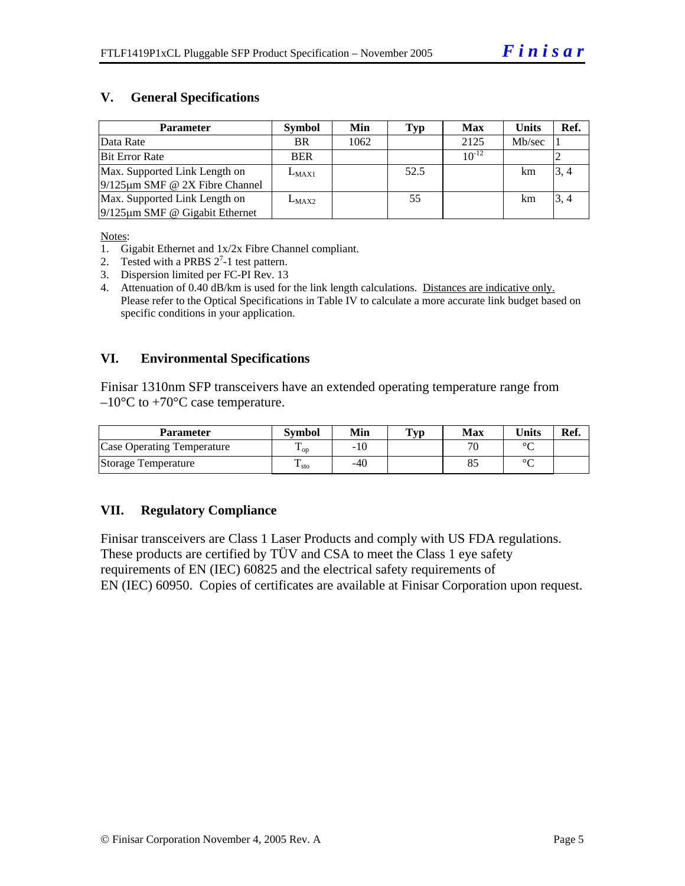## V. General Specifications

| Parameter | Symbol | Min | Typ | Max | Units | Ref. |
|---|---|---|---|---|---|---|
| Data Rate | BR | 1062 | | 2125 | Mb/sec | 1 |
| Bit Error Rate | BER | | | $10^{-12}$ | | 2 |
| Max. Supported Link Length on 9/125μm SMF @ 2X Fibre Channel | $L_{MAX1}$ | | 52.5 | | km | 3, 4 |
| Max. Supported Link Length on 9/125μm SMF @ Gigabit Ethernet | $L_{MAX2}$ | | 55 | | km | 3, 4 |

Notes:

1. Gigabit Ethernet and 1x/2x Fibre Channel compliant.
2. Tested with a PRBS $2^7$-1 test pattern.
3. Dispersion limited per FC-PI Rev. 13
4. Attenuation of 0.40 dB/km is used for the link length calculations. Distances are indicative only. Please refer to the Optical Specifications in Table IV to calculate a more accurate link budget based on specific conditions in your application.

## VI. Environmental Specifications

Finisar 1310nm SFP transceivers have an extended operating temperature range from –10°C to +70°C case temperature.

| Parameter | Symbol | Min | Typ | Max | Units | Ref. |
|---|---|---|---|---|---|---|
| Case Operating Temperature | $T_{op}$ | -10 | | 70 | °C | |
| Storage Temperature | $T_{sto}$ | -40 | | 85 | °C | |

## VII. Regulatory Compliance

Finisar transceivers are Class 1 Laser Products and comply with US FDA regulations. These products are certified by TÜV and CSA to meet the Class 1 eye safety requirements of EN (IEC) 60825 and the electrical safety requirements of EN (IEC) 60950. Copies of certificates are available at Finisar Corporation upon request.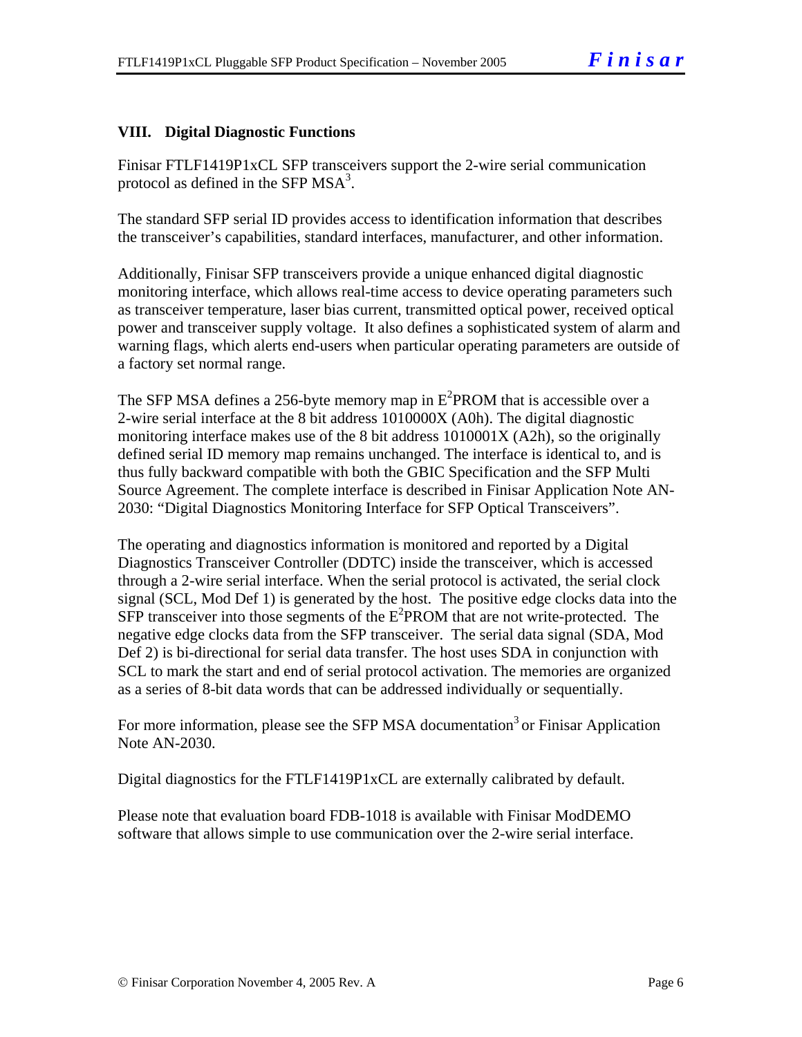## VIII. Digital Diagnostic Functions

Finisar FTLF1419P1xCL SFP transceivers support the 2-wire serial communication protocol as defined in the SFP MSA[3].

The standard SFP serial ID provides access to identification information that describes the transceiver's capabilities, standard interfaces, manufacturer, and other information.

Additionally, Finisar SFP transceivers provide a unique enhanced digital diagnostic monitoring interface, which allows real-time access to device operating parameters such as transceiver temperature, laser bias current, transmitted optical power, received optical power and transceiver supply voltage. It also defines a sophisticated system of alarm and warning flags, which alerts end-users when particular operating parameters are outside of a factory set normal range.

The SFP MSA defines a 256-byte memory map in $E^2$PROM that is accessible over a 2-wire serial interface at the 8 bit address 1010000X (A0h). The digital diagnostic monitoring interface makes use of the 8 bit address 1010001X (A2h), so the originally defined serial ID memory map remains unchanged. The interface is identical to, and is thus fully backward compatible with both the GBIC Specification and the SFP Multi Source Agreement. The complete interface is described in Finisar Application Note AN-2030: "Digital Diagnostics Monitoring Interface for SFP Optical Transceivers".

The operating and diagnostics information is monitored and reported by a Digital Diagnostics Transceiver Controller (DDTC) inside the transceiver, which is accessed through a 2-wire serial interface. When the serial protocol is activated, the serial clock signal (SCL, Mod Def 1) is generated by the host. The positive edge clocks data into the SFP transceiver into those segments of the $E^2$PROM that are not write-protected. The negative edge clocks data from the SFP transceiver. The serial data signal (SDA, Mod Def 2) is bi-directional for serial data transfer. The host uses SDA in conjunction with SCL to mark the start and end of serial protocol activation. The memories are organized as a series of 8-bit data words that can be addressed individually or sequentially.

For more information, please see the SFP MSA documentation[3] or Finisar Application Note AN-2030.

Digital diagnostics for the FTLF1419P1xCL are externally calibrated by default.

Please note that evaluation board FDB-1018 is available with Finisar ModDEMO software that allows simple to use communication over the 2-wire serial interface.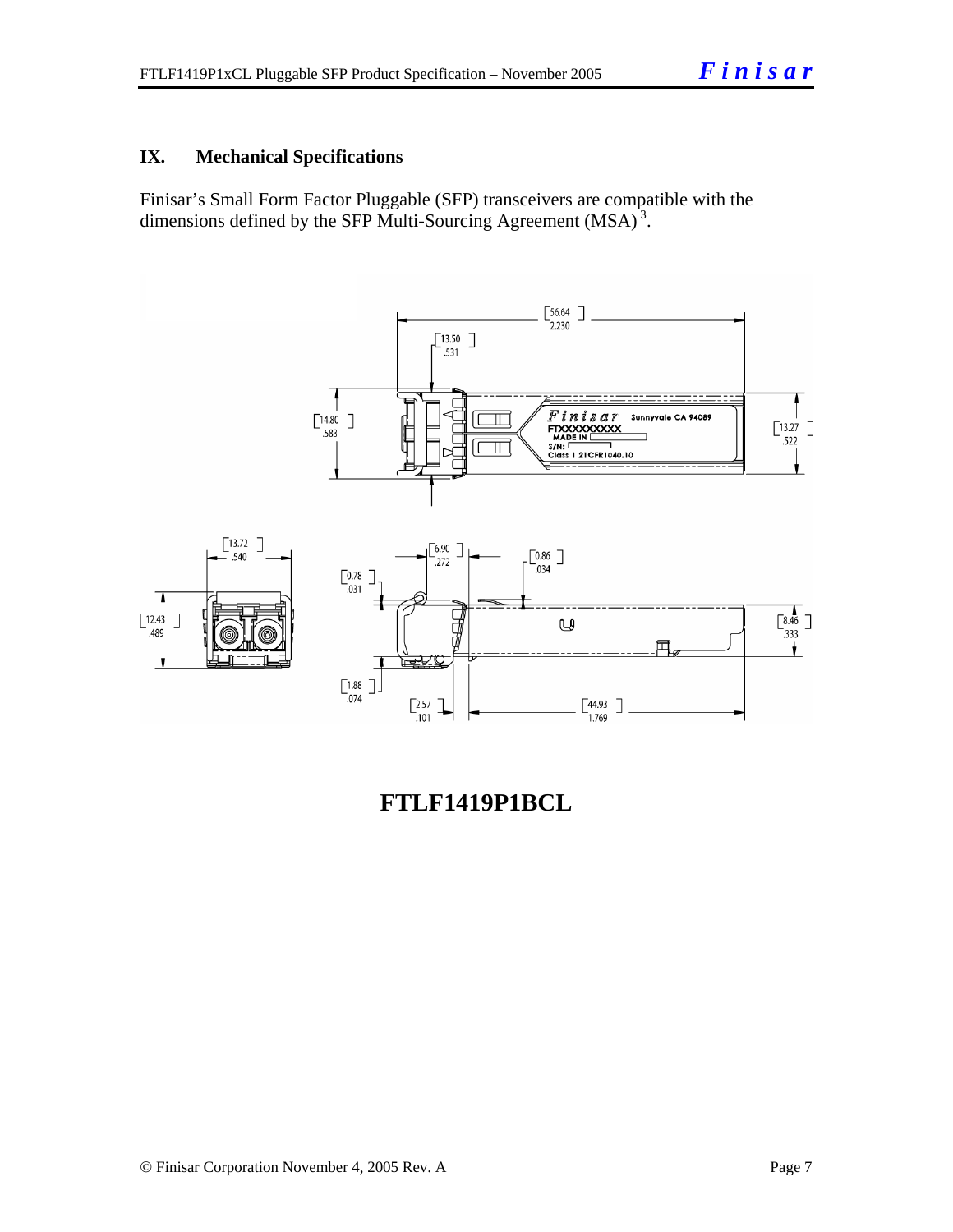## IX. Mechanical Specifications

Finisar's Small Form Factor Pluggable (SFP) transceivers are compatible with the dimensions defined by the SFP Multi-Sourcing Agreement (MSA)[3].

**FTLF1419P1BCL**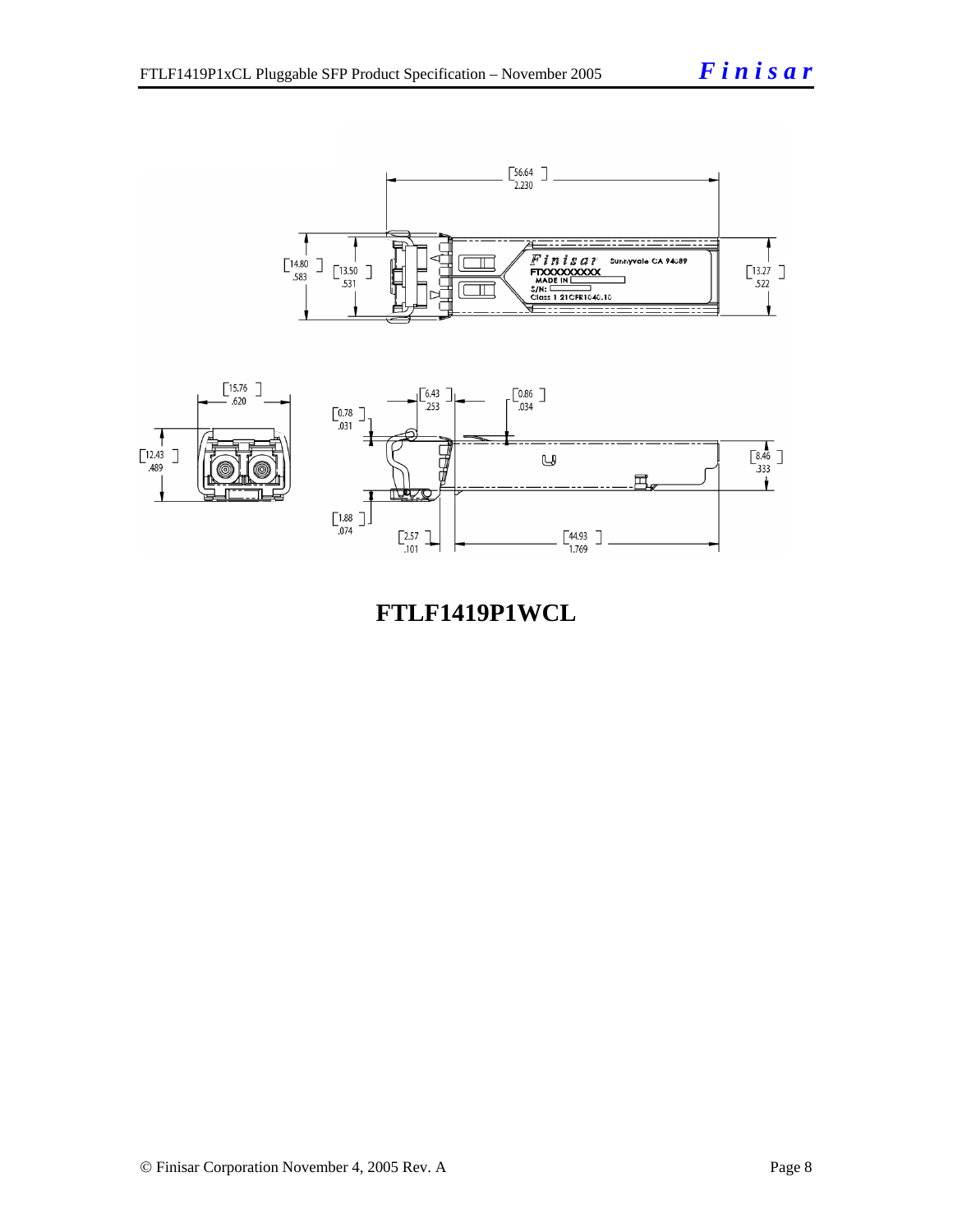**FTLF1419P1WCL**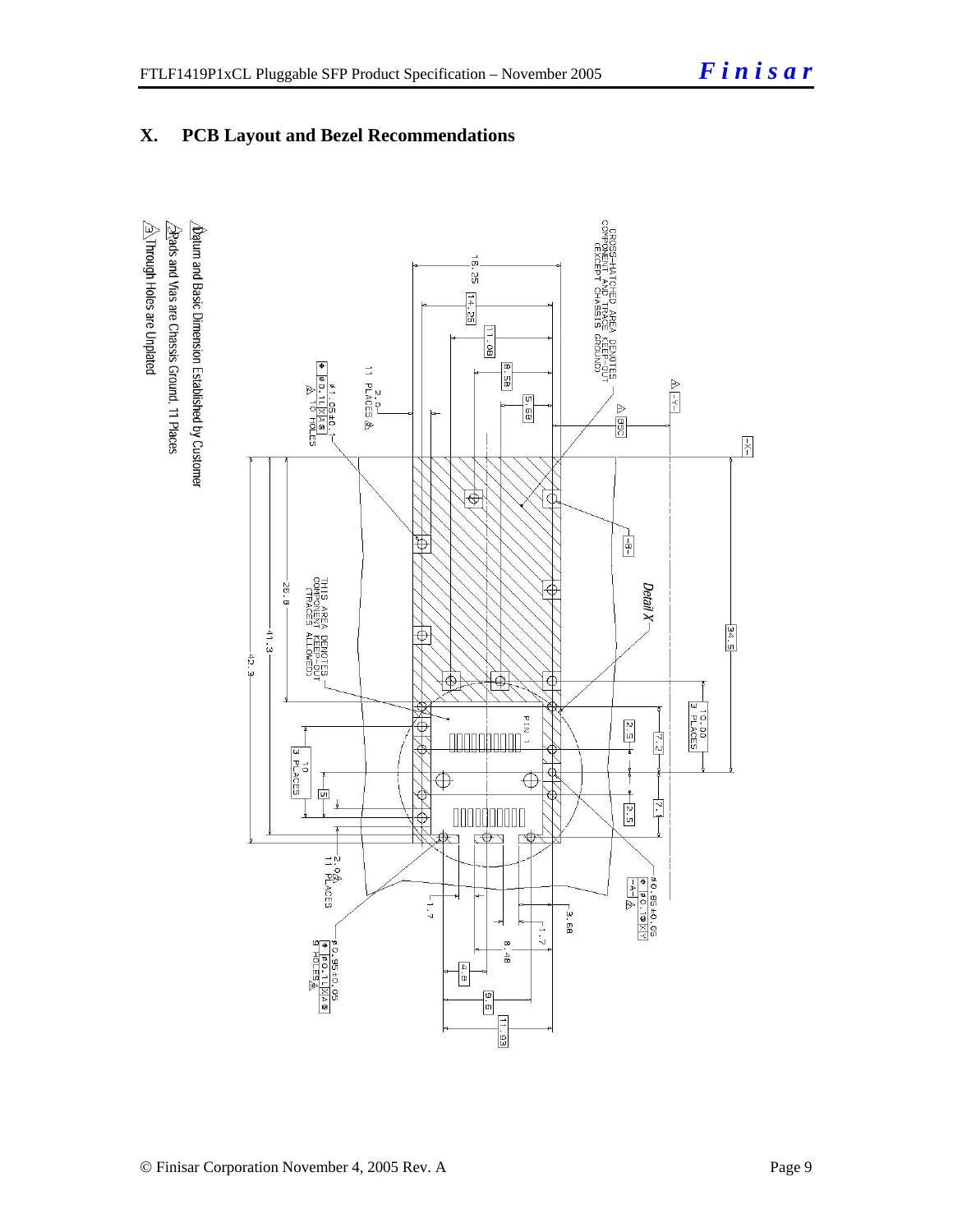## X. PCB Layout and Bezel Recommendations

1. Datum and Basic Dimension Established by Customer
2. Pads and Vias are Chassis Ground, 11 Places
3. Through Holes are Unplated

CROSS-HATCHED AREA DENOTES COMPONENT AND TRACE KEEP-OUT (EXCEPT CHASSIS GROUND)

THIS AREA DENOTES COMPONENT KEEP-OUT (TRACES ALLOWED)

Detail X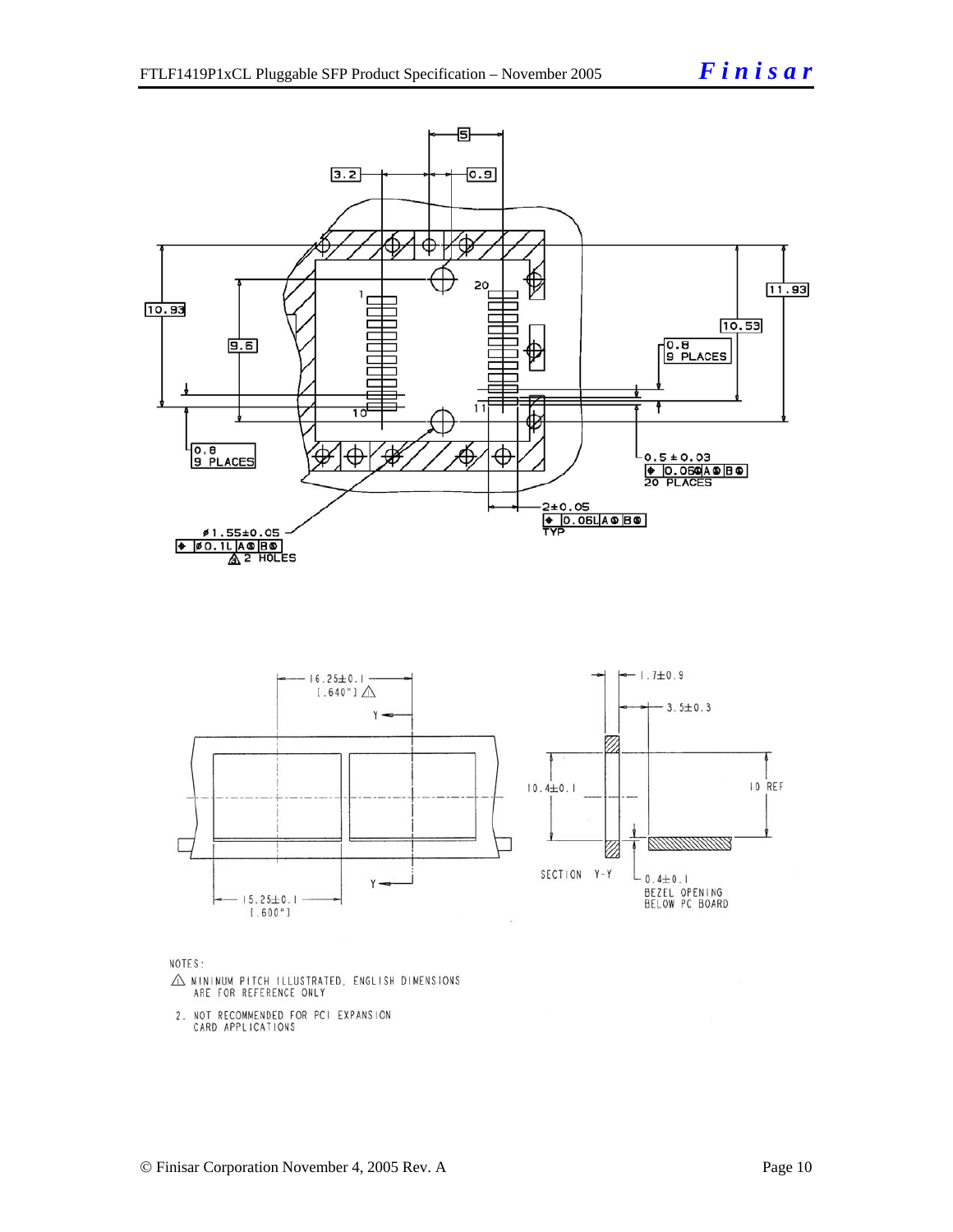NOTES:

1. MINIMUM PITCH ILLUSTRATED, ENGLISH DIMENSIONS ARE FOR REFERENCE ONLY
2. NOT RECOMMENDED FOR PCI EXPANSION CARD APPLICATIONS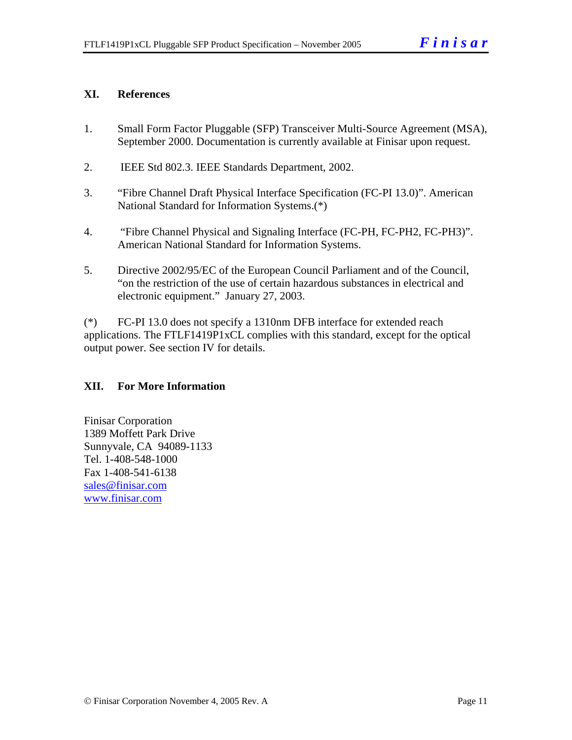## XI. References

1. Small Form Factor Pluggable (SFP) Transceiver Multi-Source Agreement (MSA), September 2000. Documentation is currently available at Finisar upon request.

2. IEEE Std 802.3. IEEE Standards Department, 2002.

3. "Fibre Channel Draft Physical Interface Specification (FC-PI 13.0)". American National Standard for Information Systems.(*)

4. "Fibre Channel Physical and Signaling Interface (FC-PH, FC-PH2, FC-PH3)". American National Standard for Information Systems.

5. Directive 2002/95/EC of the European Council Parliament and of the Council, "on the restriction of the use of certain hazardous substances in electrical and electronic equipment." January 27, 2003.

(*) FC-PI 13.0 does not specify a 1310nm DFB interface for extended reach applications. The FTLF1419P1xCL complies with this standard, except for the optical output power. See section IV for details.

## XII. For More Information

Finisar Corporation
1389 Moffett Park Drive
Sunnyvale, CA 94089-1133
Tel. 1-408-548-1000
Fax 1-408-541-6138
sales@finisar.com
www.finisar.com